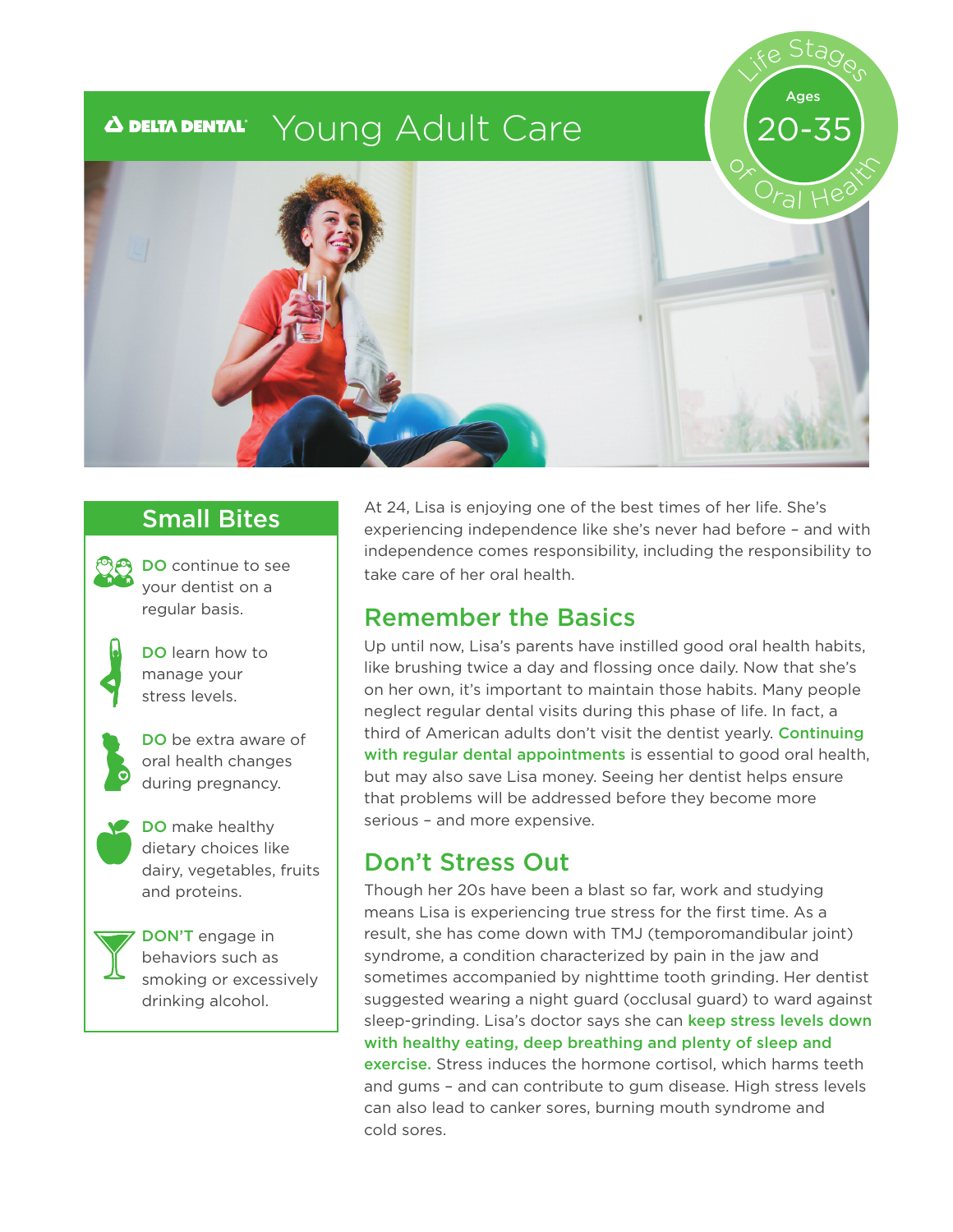# DELTA DENTAL Young Adult Care

Life Stages of Oral Health — Ages 20-35

## Small Bites

- **DO** continue to see your dentist on a regular basis.
- **DO** learn how to manage your stress levels.
- **DO** be extra aware of oral health changes during pregnancy.
- **DO** make healthy dietary choices like dairy, vegetables, fruits and proteins.
- **DON'T** engage in behaviors such as smoking or excessively drinking alcohol.

At 24, Lisa is enjoying one of the best times of her life. She's experiencing independence like she's never had before – and with independence comes responsibility, including the responsibility to take care of her oral health.

## Remember the Basics

Up until now, Lisa's parents have instilled good oral health habits, like brushing twice a day and flossing once daily. Now that she's on her own, it's important to maintain those habits. Many people neglect regular dental visits during this phase of life. In fact, a third of American adults don't visit the dentist yearly. **Continuing with regular dental appointments** is essential to good oral health, but may also save Lisa money. Seeing her dentist helps ensure that problems will be addressed before they become more serious – and more expensive.

## Don't Stress Out

Though her 20s have been a blast so far, work and studying means Lisa is experiencing true stress for the first time. As a result, she has come down with TMJ (temporomandibular joint) syndrome, a condition characterized by pain in the jaw and sometimes accompanied by nighttime tooth grinding. Her dentist suggested wearing a night guard (occlusal guard) to ward against sleep-grinding. Lisa's doctor says she can **keep stress levels down with healthy eating, deep breathing and plenty of sleep and exercise.** Stress induces the hormone cortisol, which harms teeth and gums – and can contribute to gum disease. High stress levels can also lead to canker sores, burning mouth syndrome and cold sores.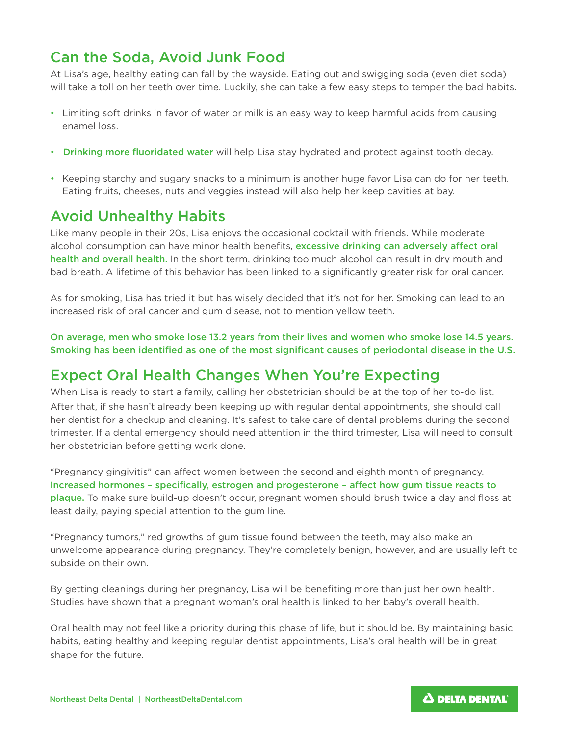## Can the Soda, Avoid Junk Food

At Lisa's age, healthy eating can fall by the wayside. Eating out and swigging soda (even diet soda) will take a toll on her teeth over time. Luckily, she can take a few easy steps to temper the bad habits.

- Limiting soft drinks in favor of water or milk is an easy way to keep harmful acids from causing enamel loss.
- Drinking more fluoridated water will help Lisa stay hydrated and protect against tooth decay.
- Keeping starchy and sugary snacks to a minimum is another huge favor Lisa can do for her teeth. Eating fruits, cheeses, nuts and veggies instead will also help her keep cavities at bay.

## Avoid Unhealthy Habits

Like many people in their 20s, Lisa enjoys the occasional cocktail with friends. While moderate alcohol consumption can have minor health benefits, excessive drinking can adversely affect oral health and overall health. In the short term, drinking too much alcohol can result in dry mouth and bad breath. A lifetime of this behavior has been linked to a significantly greater risk for oral cancer.

As for smoking, Lisa has tried it but has wisely decided that it's not for her. Smoking can lead to an increased risk of oral cancer and gum disease, not to mention yellow teeth.

**On average, men who smoke lose 13.2 years from their lives and women who smoke lose 14.5 years. Smoking has been identified as one of the most significant causes of periodontal disease in the U.S.**

## Expect Oral Health Changes When You're Expecting

When Lisa is ready to start a family, calling her obstetrician should be at the top of her to-do list. After that, if she hasn't already been keeping up with regular dental appointments, she should call her dentist for a checkup and cleaning. It's safest to take care of dental problems during the second trimester. If a dental emergency should need attention in the third trimester, Lisa will need to consult her obstetrician before getting work done.

"Pregnancy gingivitis" can affect women between the second and eighth month of pregnancy. **Increased hormones – specifically, estrogen and progesterone – affect how gum tissue reacts to plaque.** To make sure build-up doesn't occur, pregnant women should brush twice a day and floss at least daily, paying special attention to the gum line.

"Pregnancy tumors," red growths of gum tissue found between the teeth, may also make an unwelcome appearance during pregnancy. They're completely benign, however, and are usually left to subside on their own.

By getting cleanings during her pregnancy, Lisa will be benefiting more than just her own health. Studies have shown that a pregnant woman's oral health is linked to her baby's overall health.

Oral health may not feel like a priority during this phase of life, but it should be. By maintaining basic habits, eating healthy and keeping regular dentist appointments, Lisa's oral health will be in great shape for the future.